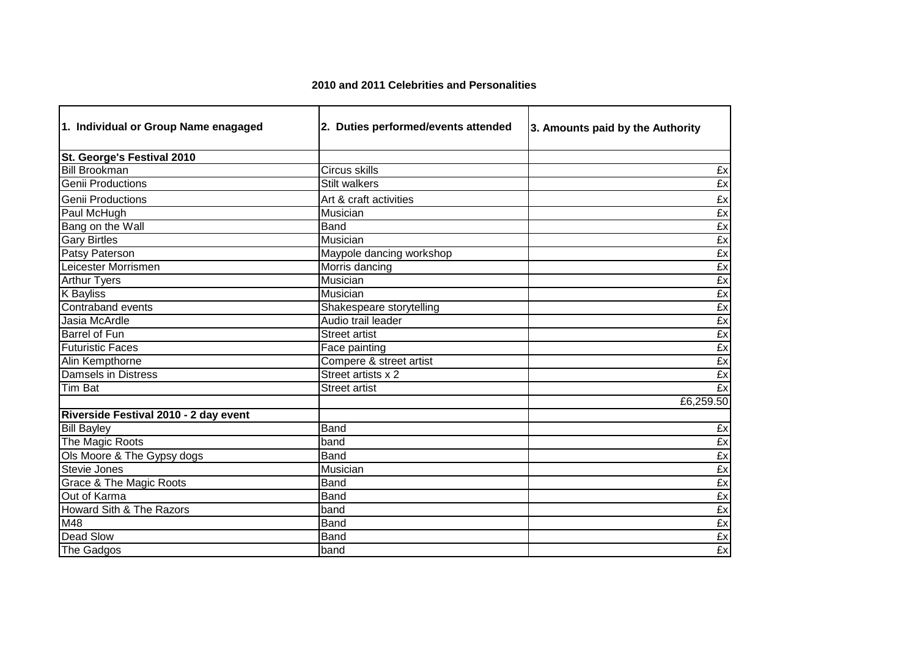# 2010 and 2011 Celebrities and Personalities

| 1. Individual or Group Name enagaged | 2. Duties performed/events attended | 3. Amounts paid by the Authority |
|---|---|---|
| **St. George's Festival 2010** | | |
| Bill Brookman | Circus skills | £x |
| Genii Productions | Stilt walkers | £x |
| Genii Productions | Art & craft activities | £x |
| Paul McHugh | Musician | £x |
| Bang on the Wall | Band | £x |
| Gary Birtles | Musician | £x |
| Patsy Paterson | Maypole dancing workshop | £x |
| Leicester Morrismen | Morris dancing | £x |
| Arthur Tyers | Musician | £x |
| K Bayliss | Musician | £x |
| Contraband events | Shakespeare storytelling | £x |
| Jasia McArdle | Audio trail leader | £x |
| Barrel of Fun | Street artist | £x |
| Futuristic Faces | Face painting | £x |
| Alin Kempthorne | Compere & street artist | £x |
| Damsels in Distress | Street artists x 2 | £x |
| Tim Bat | Street artist | £x |
| | | £6,259.50 |
| **Riverside Festival 2010 - 2 day event** | | |
| Bill Bayley | Band | £x |
| The Magic Roots | band | £x |
| Ols Moore & The Gypsy dogs | Band | £x |
| Stevie Jones | Musician | £x |
| Grace & The Magic Roots | Band | £x |
| Out of Karma | Band | £x |
| Howard Sith & The Razors | band | £x |
| M48 | Band | £x |
| Dead Slow | Band | £x |
| The Gadgos | band | £x |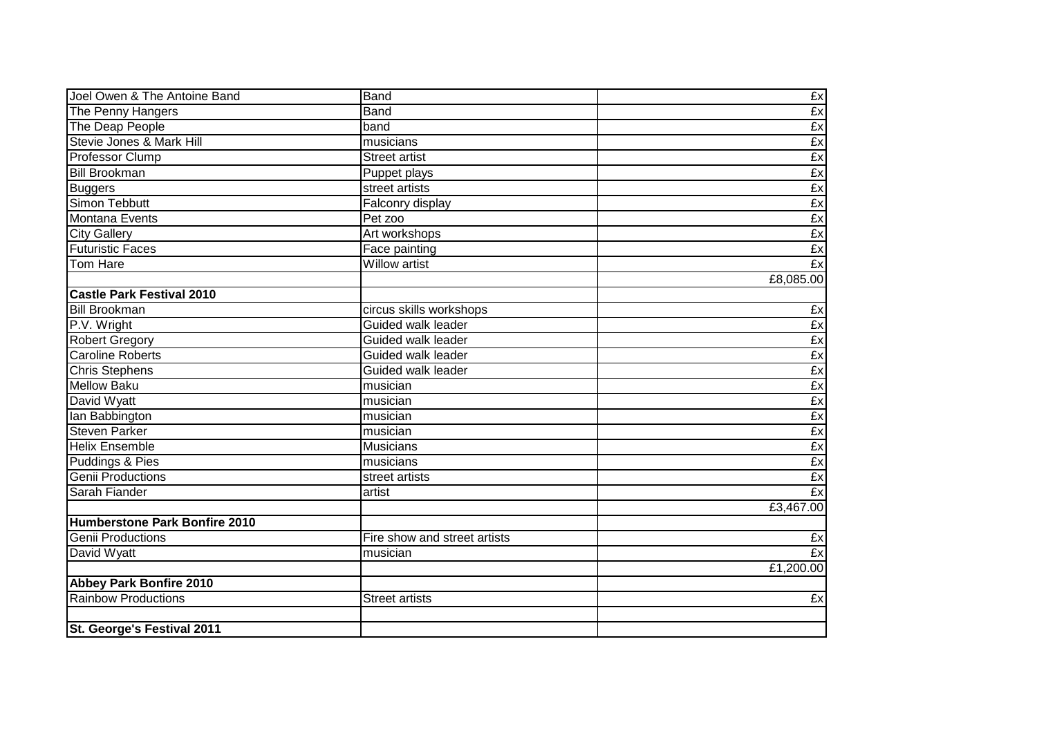| | | |
|---|---|---|
| Joel Owen & The Antoine Band | Band | £x |
| The Penny Hangers | Band | £x |
| The Deap People | band | £x |
| Stevie Jones & Mark Hill | musicians | £x |
| Professor Clump | Street artist | £x |
| Bill Brookman | Puppet plays | £x |
| Buggers | street artists | £x |
| Simon Tebbutt | Falconry display | £x |
| Montana Events | Pet zoo | £x |
| City Gallery | Art workshops | £x |
| Futuristic Faces | Face painting | £x |
| Tom Hare | Willow artist | £x |
| | | £8,085.00 |
| **Castle Park Festival 2010** | | |
| Bill Brookman | circus skills workshops | £x |
| P.V. Wright | Guided walk leader | £x |
| Robert Gregory | Guided walk leader | £x |
| Caroline Roberts | Guided walk leader | £x |
| Chris Stephens | Guided walk leader | £x |
| Mellow Baku | musician | £x |
| David Wyatt | musician | £x |
| Ian Babbington | musician | £x |
| Steven Parker | musician | £x |
| Helix Ensemble | Musicians | £x |
| Puddings & Pies | musicians | £x |
| Genii Productions | street artists | £x |
| Sarah Fiander | artist | £x |
| | | £3,467.00 |
| **Humberstone Park Bonfire 2010** | | |
| Genii Productions | Fire show and street artists | £x |
| David Wyatt | musician | £x |
| | | £1,200.00 |
| **Abbey Park Bonfire 2010** | | |
| Rainbow Productions | Street artists | £x |
| | | |
| **St. George's Festival 2011** | | |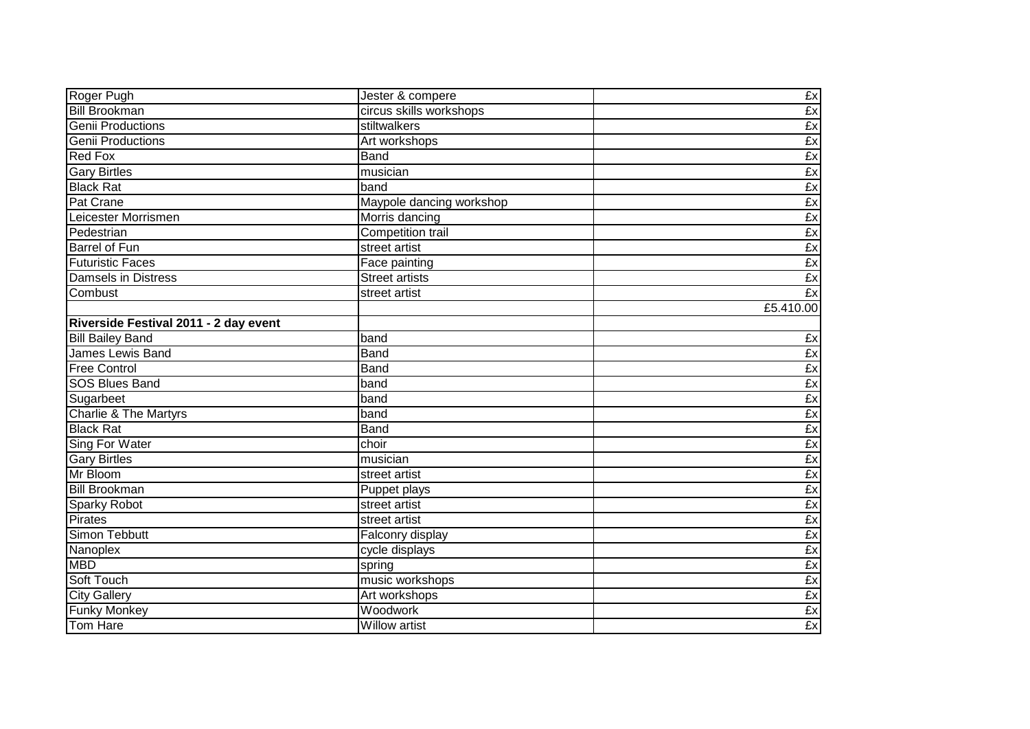| Roger Pugh | Jester & compere | £x |
| --- | --- | --- |
| Bill Brookman | circus skills workshops | £x |
| Genii Productions | stiltwalkers | £x |
| Genii Productions | Art workshops | £x |
| Red Fox | Band | £x |
| Gary Birtles | musician | £x |
| Black Rat | band | £x |
| Pat Crane | Maypole dancing workshop | £x |
| Leicester Morrismen | Morris dancing | £x |
| Pedestrian | Competition trail | £x |
| Barrel of Fun | street artist | £x |
| Futuristic Faces | Face painting | £x |
| Damsels in Distress | Street artists | £x |
| Combust | street artist | £x |
| | | £5.410.00 |
| **Riverside Festival 2011 - 2 day event** | | |
| Bill Bailey Band | band | £x |
| James Lewis Band | Band | £x |
| Free Control | Band | £x |
| SOS Blues Band | band | £x |
| Sugarbeet | band | £x |
| Charlie & The Martyrs | band | £x |
| Black Rat | Band | £x |
| Sing For Water | choir | £x |
| Gary Birtles | musician | £x |
| Mr Bloom | street artist | £x |
| Bill Brookman | Puppet plays | £x |
| Sparky Robot | street artist | £x |
| Pirates | street artist | £x |
| Simon Tebbutt | Falconry display | £x |
| Nanoplex | cycle displays | £x |
| MBD | spring | £x |
| Soft Touch | music workshops | £x |
| City Gallery | Art workshops | £x |
| Funky Monkey | Woodwork | £x |
| Tom Hare | Willow artist | £x |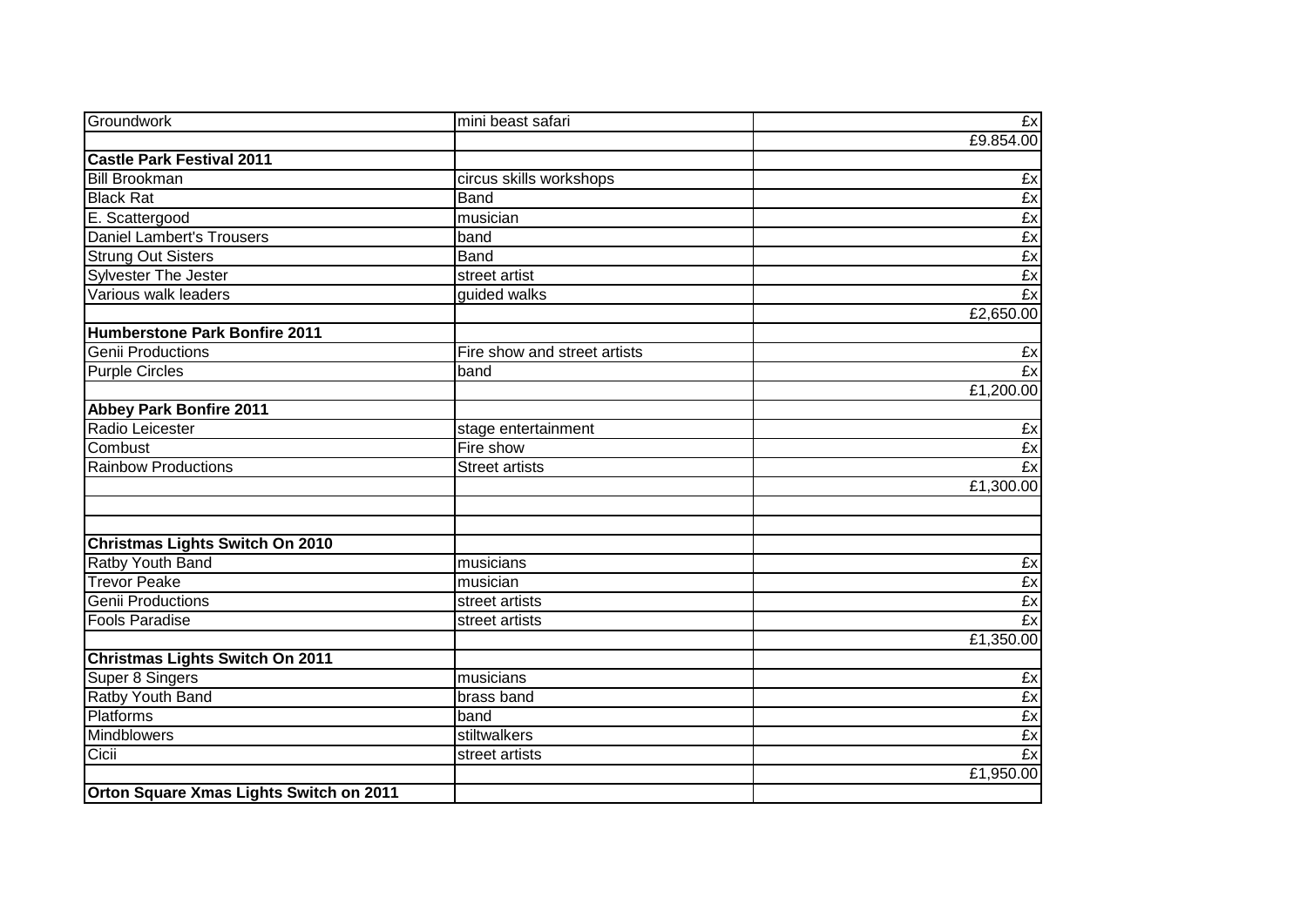| | | |
|---|---|---|
| Groundwork | mini beast safari | £x |
| | | £9.854.00 |
| **Castle Park Festival 2011** | | |
| Bill Brookman | circus skills workshops | £x |
| Black Rat | Band | £x |
| E. Scattergood | musician | £x |
| Daniel Lambert's Trousers | band | £x |
| Strung Out Sisters | Band | £x |
| Sylvester The Jester | street artist | £x |
| Various walk leaders | guided walks | £x |
| | | £2,650.00 |
| **Humberstone Park Bonfire 2011** | | |
| Genii Productions | Fire show and street artists | £x |
| Purple Circles | band | £x |
| | | £1,200.00 |
| **Abbey Park Bonfire 2011** | | |
| Radio Leicester | stage entertainment | £x |
| Combust | Fire show | £x |
| Rainbow Productions | Street artists | £x |
| | | £1,300.00 |
| | | |
| | | |
| **Christmas Lights Switch On 2010** | | |
| Ratby Youth Band | musicians | £x |
| Trevor Peake | musician | £x |
| Genii Productions | street artists | £x |
| Fools Paradise | street artists | £x |
| | | £1,350.00 |
| **Christmas Lights Switch On 2011** | | |
| Super 8 Singers | musicians | £x |
| Ratby Youth Band | brass band | £x |
| Platforms | band | £x |
| Mindblowers | stiltwalkers | £x |
| Cicii | street artists | £x |
| | | £1,950.00 |
| **Orton Square Xmas Lights Switch on 2011** | | |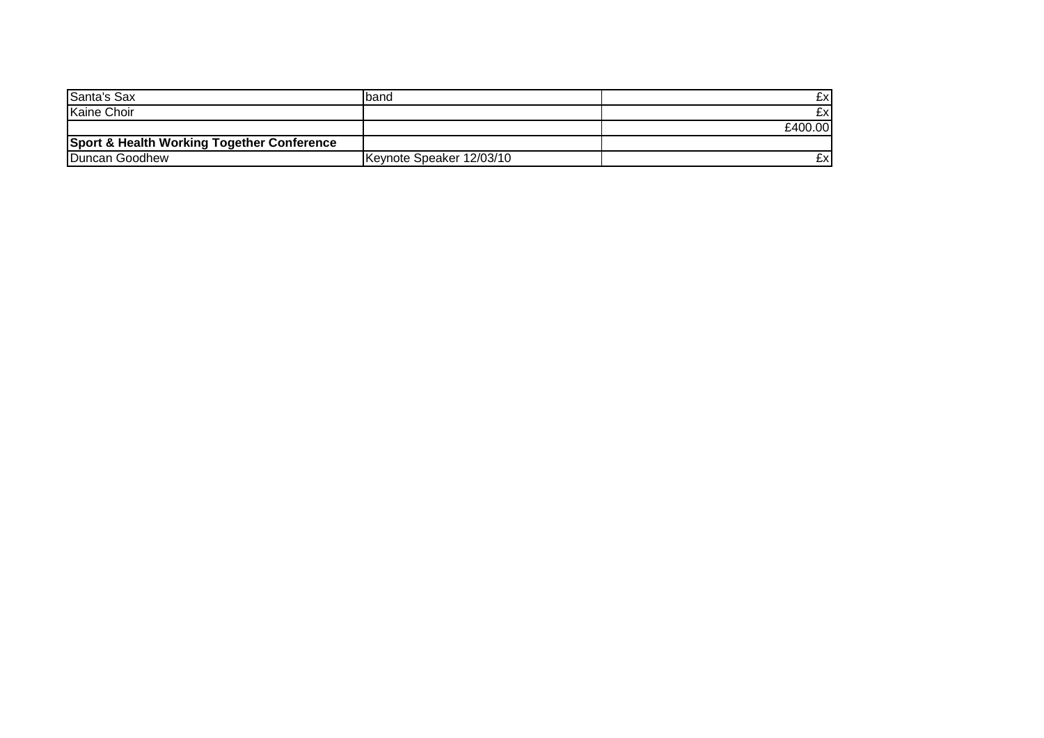| | | |
|---|---|---|
| Santa's Sax | band | £x |
| Kaine Choir | | £x |
| | | £400.00 |
| **Sport & Health Working Together Conference** | | |
| Duncan Goodhew | Keynote Speaker 12/03/10 | £x |